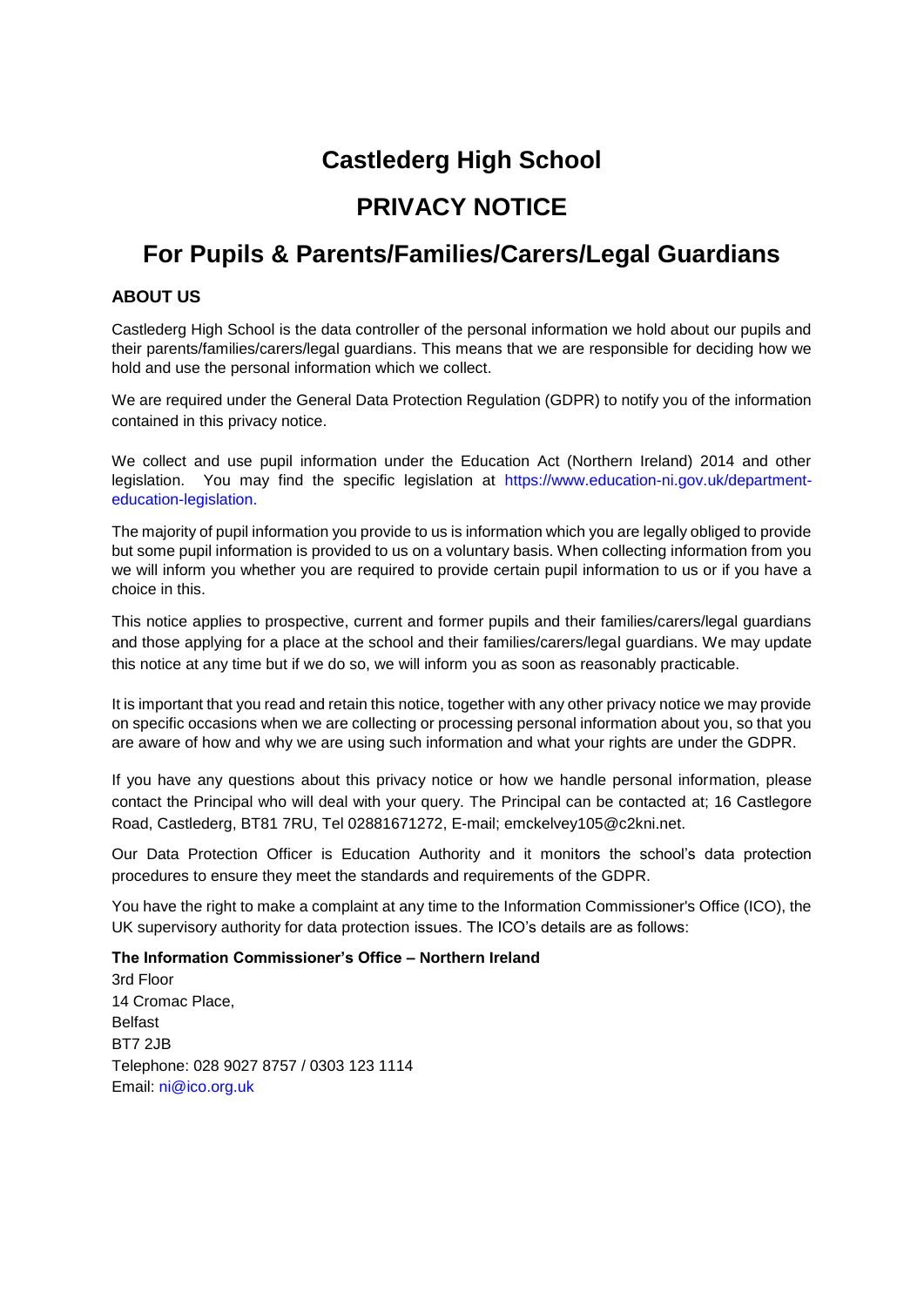# Castlederg High School

# PRIVACY NOTICE

# For Pupils & Parents/Families/Carers/Legal Guardians

## ABOUT US

Castlederg High School is the data controller of the personal information we hold about our pupils and their parents/families/carers/legal guardians. This means that we are responsible for deciding how we hold and use the personal information which we collect.

We are required under the General Data Protection Regulation (GDPR) to notify you of the information contained in this privacy notice.

We collect and use pupil information under the Education Act (Northern Ireland) 2014 and other legislation. You may find the specific legislation at https://www.education-ni.gov.uk/department-education-legislation.

The majority of pupil information you provide to us is information which you are legally obliged to provide but some pupil information is provided to us on a voluntary basis. When collecting information from you we will inform you whether you are required to provide certain pupil information to us or if you have a choice in this.

This notice applies to prospective, current and former pupils and their families/carers/legal guardians and those applying for a place at the school and their families/carers/legal guardians. We may update this notice at any time but if we do so, we will inform you as soon as reasonably practicable.

It is important that you read and retain this notice, together with any other privacy notice we may provide on specific occasions when we are collecting or processing personal information about you, so that you are aware of how and why we are using such information and what your rights are under the GDPR.

If you have any questions about this privacy notice or how we handle personal information, please contact the Principal who will deal with your query. The Principal can be contacted at; 16 Castlegore Road, Castlederg, BT81 7RU, Tel 02881671272, E-mail; emckelvey105@c2kni.net.

Our Data Protection Officer is Education Authority and it monitors the school's data protection procedures to ensure they meet the standards and requirements of the GDPR.

You have the right to make a complaint at any time to the Information Commissioner's Office (ICO), the UK supervisory authority for data protection issues. The ICO's details are as follows:

**The Information Commissioner's Office – Northern Ireland**
3rd Floor
14 Cromac Place,
Belfast
BT7 2JB
Telephone: 028 9027 8757 / 0303 123 1114
Email: ni@ico.org.uk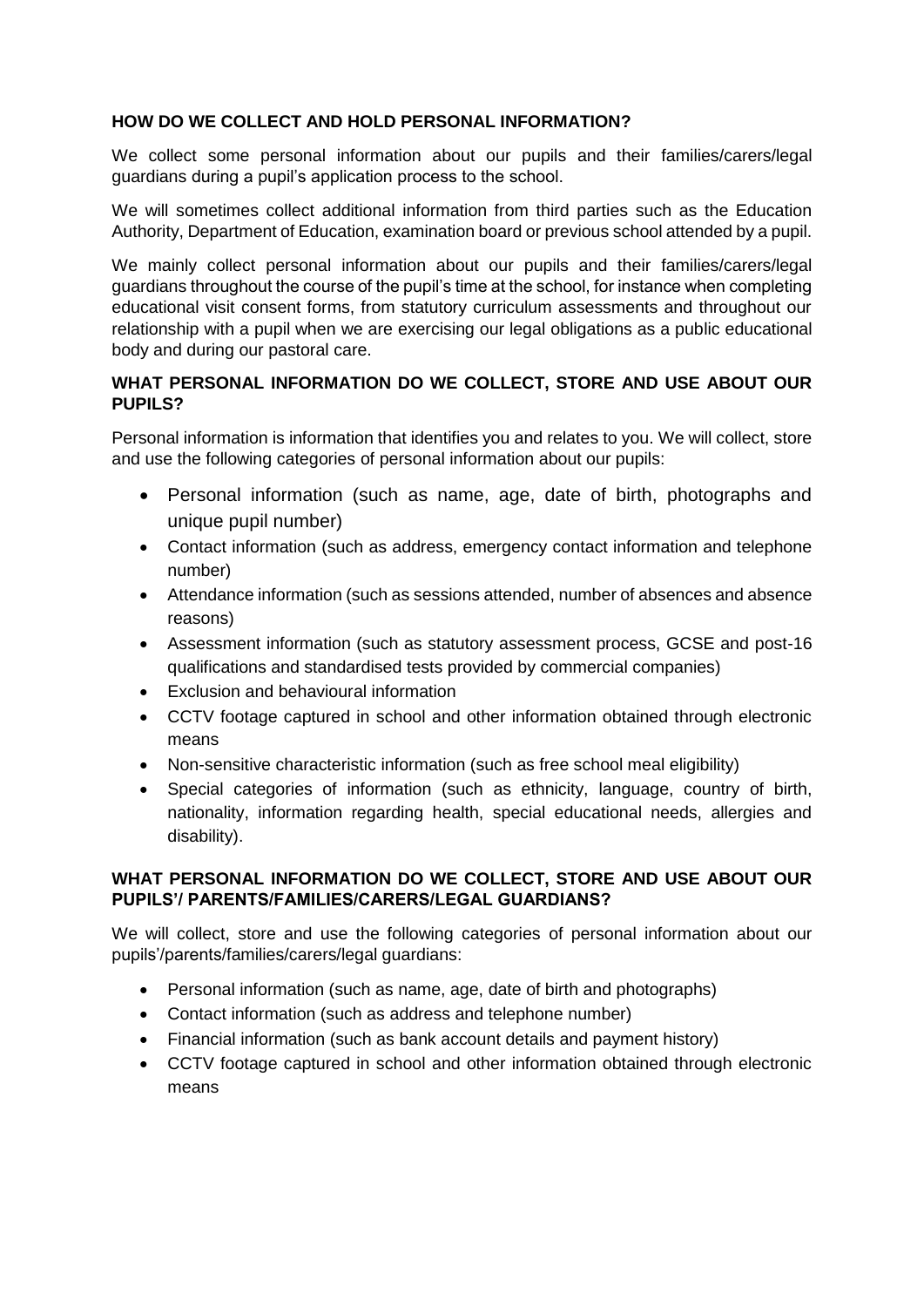## HOW DO WE COLLECT AND HOLD PERSONAL INFORMATION?

We collect some personal information about our pupils and their families/carers/legal guardians during a pupil's application process to the school.

We will sometimes collect additional information from third parties such as the Education Authority, Department of Education, examination board or previous school attended by a pupil.

We mainly collect personal information about our pupils and their families/carers/legal guardians throughout the course of the pupil's time at the school, for instance when completing educational visit consent forms, from statutory curriculum assessments and throughout our relationship with a pupil when we are exercising our legal obligations as a public educational body and during our pastoral care.

## WHAT PERSONAL INFORMATION DO WE COLLECT, STORE AND USE ABOUT OUR PUPILS?

Personal information is information that identifies you and relates to you. We will collect, store and use the following categories of personal information about our pupils:

- Personal information (such as name, age, date of birth, photographs and unique pupil number)
- Contact information (such as address, emergency contact information and telephone number)
- Attendance information (such as sessions attended, number of absences and absence reasons)
- Assessment information (such as statutory assessment process, GCSE and post-16 qualifications and standardised tests provided by commercial companies)
- Exclusion and behavioural information
- CCTV footage captured in school and other information obtained through electronic means
- Non-sensitive characteristic information (such as free school meal eligibility)
- Special categories of information (such as ethnicity, language, country of birth, nationality, information regarding health, special educational needs, allergies and disability).

## WHAT PERSONAL INFORMATION DO WE COLLECT, STORE AND USE ABOUT OUR PUPILS'/ PARENTS/FAMILIES/CARERS/LEGAL GUARDIANS?

We will collect, store and use the following categories of personal information about our pupils'/parents/families/carers/legal guardians:

- Personal information (such as name, age, date of birth and photographs)
- Contact information (such as address and telephone number)
- Financial information (such as bank account details and payment history)
- CCTV footage captured in school and other information obtained through electronic means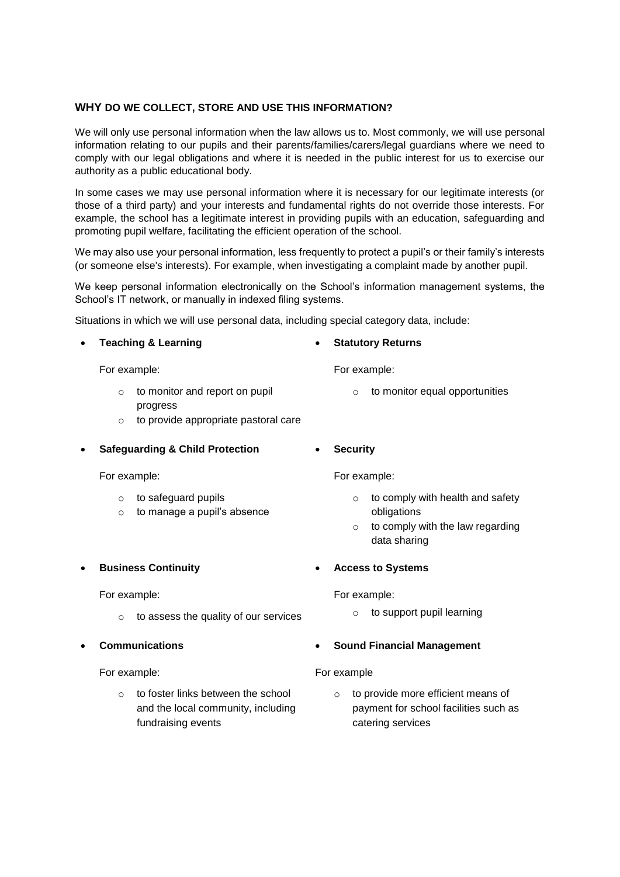## **WHY** DO WE COLLECT, STORE AND USE THIS INFORMATION?

We will only use personal information when the law allows us to. Most commonly, we will use personal information relating to our pupils and their parents/families/carers/legal guardians where we need to comply with our legal obligations and where it is needed in the public interest for us to exercise our authority as a public educational body.

In some cases we may use personal information where it is necessary for our legitimate interests (or those of a third party) and your interests and fundamental rights do not override those interests. For example, the school has a legitimate interest in providing pupils with an education, safeguarding and promoting pupil welfare, facilitating the efficient operation of the school.

We may also use your personal information, less frequently to protect a pupil's or their family's interests (or someone else's interests). For example, when investigating a complaint made by another pupil.

We keep personal information electronically on the School's information management systems, the School's IT network, or manually in indexed filing systems.

Situations in which we will use personal data, including special category data, include:

- **Teaching & Learning**

  For example:

  - to monitor and report on pupil progress
  - to provide appropriate pastoral care

- **Safeguarding & Child Protection**

  For example:

  - to safeguard pupils
  - to manage a pupil's absence

- **Business Continuity**

  For example:

  - to assess the quality of our services

- **Communications**

  For example:

  - to foster links between the school and the local community, including fundraising events

- **Statutory Returns**

  For example:

  - to monitor equal opportunities

- **Security**

  For example:

  - to comply with health and safety obligations
  - to comply with the law regarding data sharing

- **Access to Systems**

  For example:

  - to support pupil learning

- **Sound Financial Management**

  For example

  - to provide more efficient means of payment for school facilities such as catering services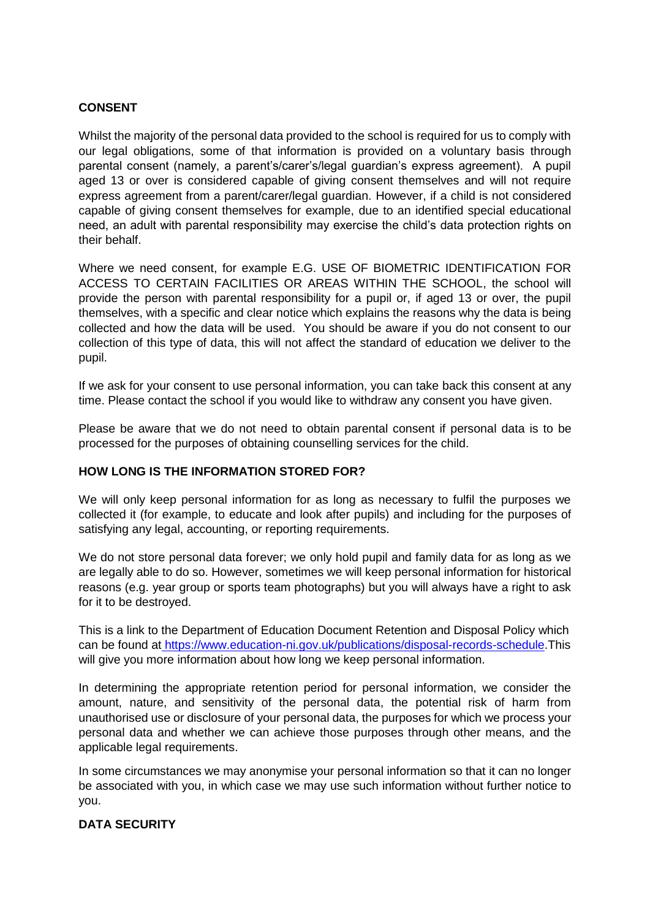## CONSENT

Whilst the majority of the personal data provided to the school is required for us to comply with our legal obligations, some of that information is provided on a voluntary basis through parental consent (namely, a parent's/carer's/legal guardian's express agreement). A pupil aged 13 or over is considered capable of giving consent themselves and will not require express agreement from a parent/carer/legal guardian. However, if a child is not considered capable of giving consent themselves for example, due to an identified special educational need, an adult with parental responsibility may exercise the child's data protection rights on their behalf.

Where we need consent, for example E.G. USE OF BIOMETRIC IDENTIFICATION FOR ACCESS TO CERTAIN FACILITIES OR AREAS WITHIN THE SCHOOL, the school will provide the person with parental responsibility for a pupil or, if aged 13 or over, the pupil themselves, with a specific and clear notice which explains the reasons why the data is being collected and how the data will be used. You should be aware if you do not consent to our collection of this type of data, this will not affect the standard of education we deliver to the pupil.

If we ask for your consent to use personal information, you can take back this consent at any time. Please contact the school if you would like to withdraw any consent you have given.

Please be aware that we do not need to obtain parental consent if personal data is to be processed for the purposes of obtaining counselling services for the child.

## HOW LONG IS THE INFORMATION STORED FOR?

We will only keep personal information for as long as necessary to fulfil the purposes we collected it (for example, to educate and look after pupils) and including for the purposes of satisfying any legal, accounting, or reporting requirements.

We do not store personal data forever; we only hold pupil and family data for as long as we are legally able to do so. However, sometimes we will keep personal information for historical reasons (e.g. year group or sports team photographs) but you will always have a right to ask for it to be destroyed.

This is a link to the Department of Education Document Retention and Disposal Policy which can be found at https://www.education-ni.gov.uk/publications/disposal-records-schedule.This will give you more information about how long we keep personal information.

In determining the appropriate retention period for personal information, we consider the amount, nature, and sensitivity of the personal data, the potential risk of harm from unauthorised use or disclosure of your personal data, the purposes for which we process your personal data and whether we can achieve those purposes through other means, and the applicable legal requirements.

In some circumstances we may anonymise your personal information so that it can no longer be associated with you, in which case we may use such information without further notice to you.

## DATA SECURITY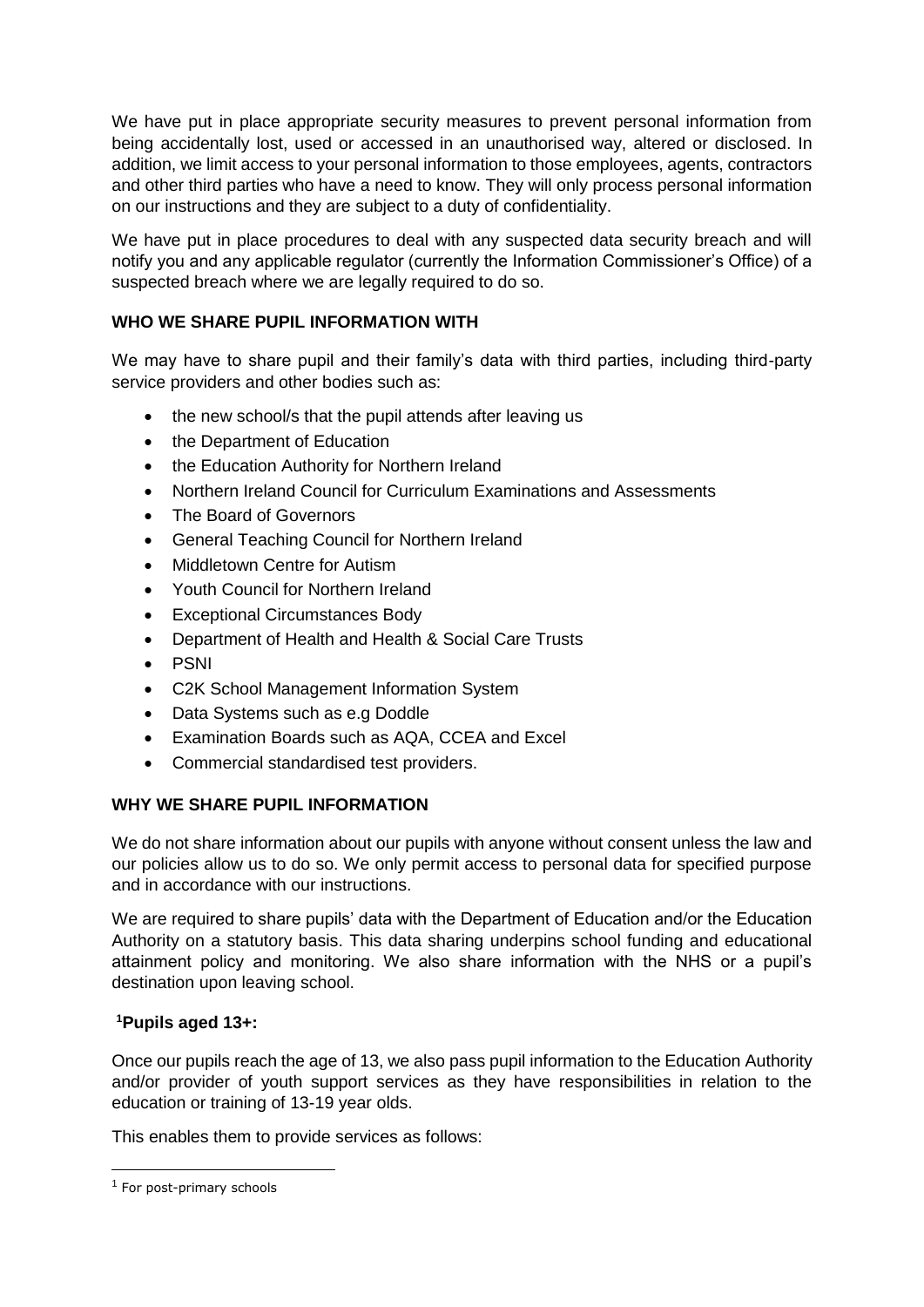We have put in place appropriate security measures to prevent personal information from being accidentally lost, used or accessed in an unauthorised way, altered or disclosed. In addition, we limit access to your personal information to those employees, agents, contractors and other third parties who have a need to know. They will only process personal information on our instructions and they are subject to a duty of confidentiality.

We have put in place procedures to deal with any suspected data security breach and will notify you and any applicable regulator (currently the Information Commissioner's Office) of a suspected breach where we are legally required to do so.

**WHO WE SHARE PUPIL INFORMATION WITH**

We may have to share pupil and their family's data with third parties, including third-party service providers and other bodies such as:

- the new school/s that the pupil attends after leaving us
- the Department of Education
- the Education Authority for Northern Ireland
- Northern Ireland Council for Curriculum Examinations and Assessments
- The Board of Governors
- General Teaching Council for Northern Ireland
- Middletown Centre for Autism
- Youth Council for Northern Ireland
- Exceptional Circumstances Body
- Department of Health and Health & Social Care Trusts
- PSNI
- C2K School Management Information System
- Data Systems such as e.g Doddle
- Examination Boards such as AQA, CCEA and Excel
- Commercial standardised test providers.

**WHY WE SHARE PUPIL INFORMATION**

We do not share information about our pupils with anyone without consent unless the law and our policies allow us to do so. We only permit access to personal data for specified purpose and in accordance with our instructions.

We are required to share pupils' data with the Department of Education and/or the Education Authority on a statutory basis. This data sharing underpins school funding and educational attainment policy and monitoring. We also share information with the NHS or a pupil's destination upon leaving school.

**[1]Pupils aged 13+:**

Once our pupils reach the age of 13, we also pass pupil information to the Education Authority and/or provider of youth support services as they have responsibilities in relation to the education or training of 13-19 year olds.

This enables them to provide services as follows:

[1] For post-primary schools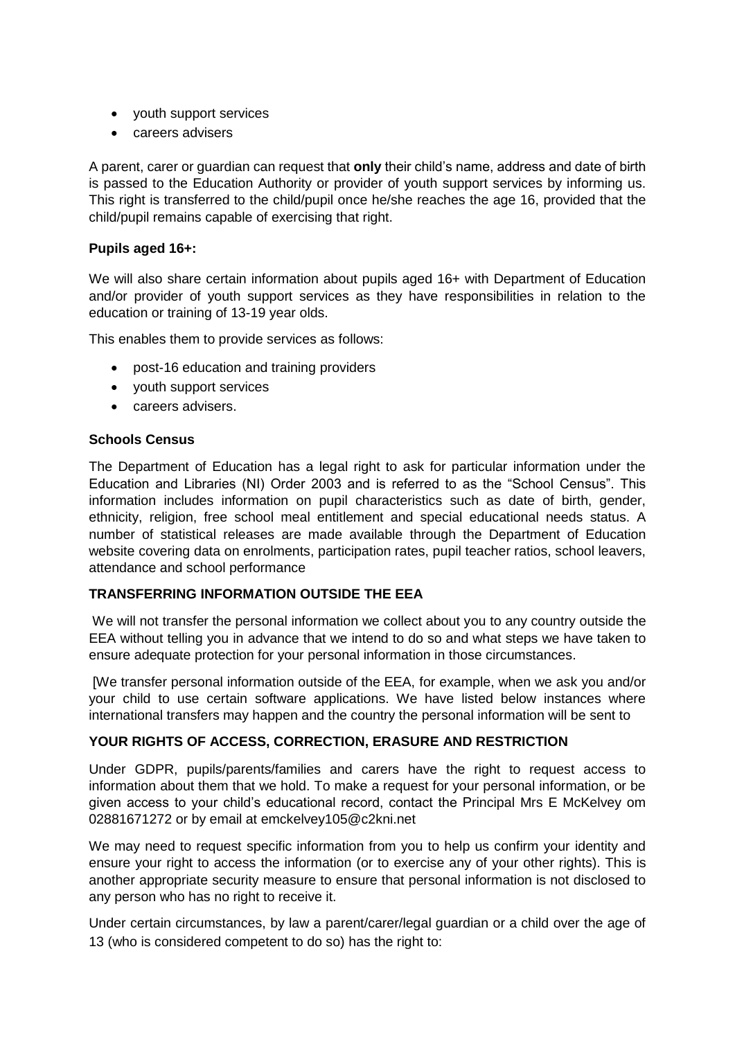- youth support services
- careers advisers

A parent, carer or guardian can request that **only** their child's name, address and date of birth is passed to the Education Authority or provider of youth support services by informing us. This right is transferred to the child/pupil once he/she reaches the age 16, provided that the child/pupil remains capable of exercising that right.

**Pupils aged 16+:**

We will also share certain information about pupils aged 16+ with Department of Education and/or provider of youth support services as they have responsibilities in relation to the education or training of 13-19 year olds.

This enables them to provide services as follows:

- post-16 education and training providers
- youth support services
- careers advisers.

**Schools Census**

The Department of Education has a legal right to ask for particular information under the Education and Libraries (NI) Order 2003 and is referred to as the "School Census". This information includes information on pupil characteristics such as date of birth, gender, ethnicity, religion, free school meal entitlement and special educational needs status. A number of statistical releases are made available through the Department of Education website covering data on enrolments, participation rates, pupil teacher ratios, school leavers, attendance and school performance

**TRANSFERRING INFORMATION OUTSIDE THE EEA**

We will not transfer the personal information we collect about you to any country outside the EEA without telling you in advance that we intend to do so and what steps we have taken to ensure adequate protection for your personal information in those circumstances.

[We transfer personal information outside of the EEA, for example, when we ask you and/or your child to use certain software applications. We have listed below instances where international transfers may happen and the country the personal information will be sent to

**YOUR RIGHTS OF ACCESS, CORRECTION, ERASURE AND RESTRICTION**

Under GDPR, pupils/parents/families and carers have the right to request access to information about them that we hold. To make a request for your personal information, or be given access to your child's educational record, contact the Principal Mrs E McKelvey om 02881671272 or by email at emckelvey105@c2kni.net

We may need to request specific information from you to help us confirm your identity and ensure your right to access the information (or to exercise any of your other rights). This is another appropriate security measure to ensure that personal information is not disclosed to any person who has no right to receive it.

Under certain circumstances, by law a parent/carer/legal guardian or a child over the age of 13 (who is considered competent to do so) has the right to: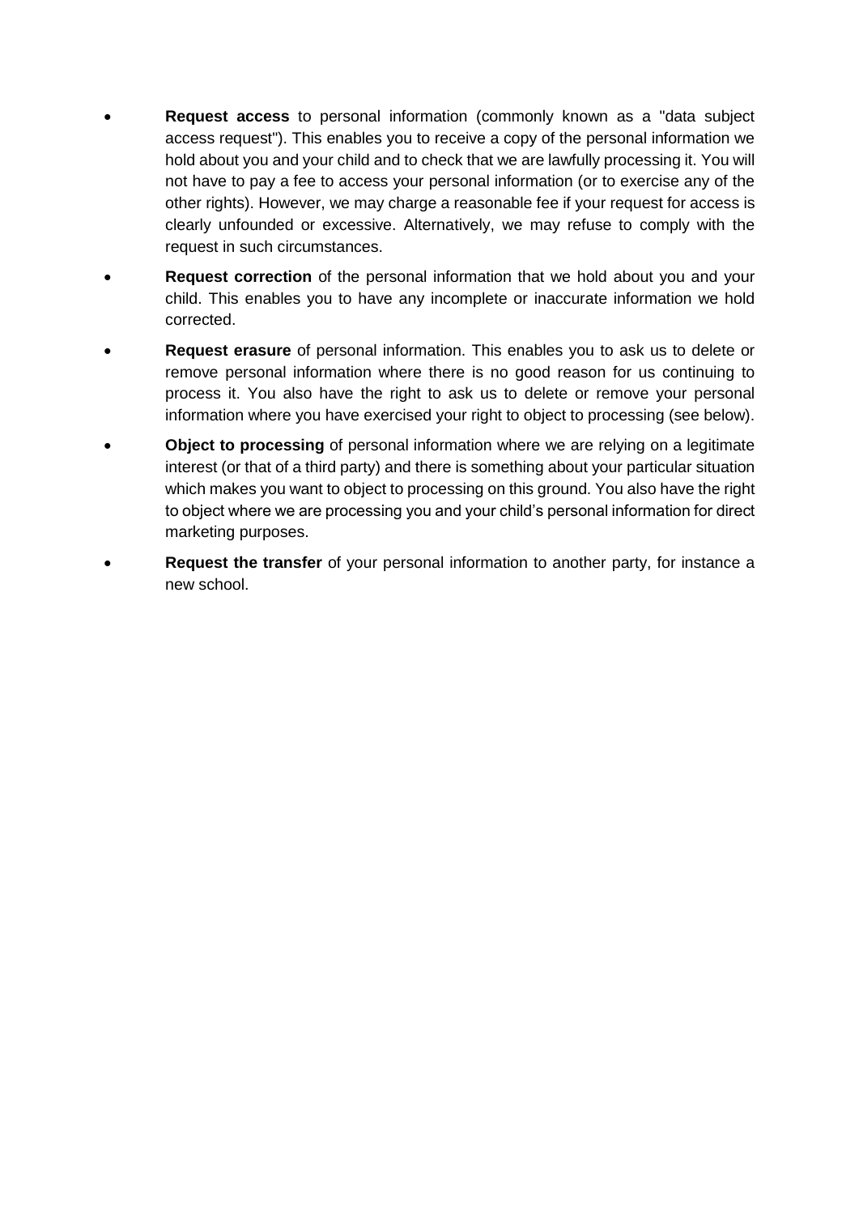- **Request access** to personal information (commonly known as a "data subject access request"). This enables you to receive a copy of the personal information we hold about you and your child and to check that we are lawfully processing it. You will not have to pay a fee to access your personal information (or to exercise any of the other rights). However, we may charge a reasonable fee if your request for access is clearly unfounded or excessive. Alternatively, we may refuse to comply with the request in such circumstances.
- **Request correction** of the personal information that we hold about you and your child. This enables you to have any incomplete or inaccurate information we hold corrected.
- **Request erasure** of personal information. This enables you to ask us to delete or remove personal information where there is no good reason for us continuing to process it. You also have the right to ask us to delete or remove your personal information where you have exercised your right to object to processing (see below).
- **Object to processing** of personal information where we are relying on a legitimate interest (or that of a third party) and there is something about your particular situation which makes you want to object to processing on this ground. You also have the right to object where we are processing you and your child's personal information for direct marketing purposes.
- **Request the transfer** of your personal information to another party, for instance a new school.